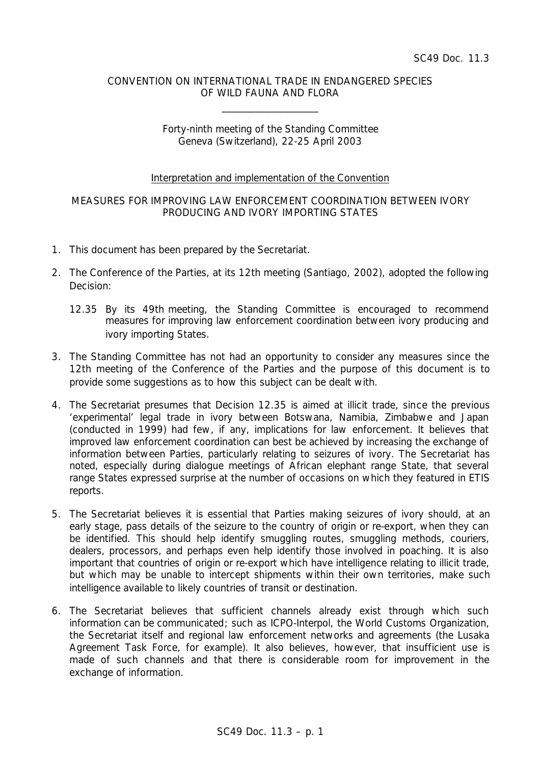SC49 Doc. 11.3

CONVENTION ON INTERNATIONAL TRADE IN ENDANGERED SPECIES OF WILD FAUNA AND FLORA

\_\_\_\_\_\_\_\_\_\_\_\_\_\_\_\_\_\_\_\_

Forty-ninth meeting of the Standing Committee
Geneva (Switzerland), 22-25 April 2003

Interpretation and implementation of the Convention

## MEASURES FOR IMPROVING LAW ENFORCEMENT COORDINATION BETWEEN IVORY PRODUCING AND IVORY IMPORTING STATES

1. This document has been prepared by the Secretariat.

2. The Conference of the Parties, at its 12th meeting (Santiago, 2002), adopted the following Decision:

   12.35 By its 49th meeting, the Standing Committee is encouraged to recommend measures for improving law enforcement coordination between ivory producing and ivory importing States.

3. The Standing Committee has not had an opportunity to consider any measures since the 12th meeting of the Conference of the Parties and the purpose of this document is to provide some suggestions as to how this subject can be dealt with.

4. The Secretariat presumes that Decision 12.35 is aimed at illicit trade, since the previous 'experimental' legal trade in ivory between Botswana, Namibia, Zimbabwe and Japan (conducted in 1999) had few, if any, implications for law enforcement. It believes that improved law enforcement coordination can best be achieved by increasing the exchange of information between Parties, particularly relating to seizures of ivory. The Secretariat has noted, especially during dialogue meetings of African elephant range State, that several range States expressed surprise at the number of occasions on which they featured in ETIS reports.

5. The Secretariat believes it is essential that Parties making seizures of ivory should, at an early stage, pass details of the seizure to the country of origin or re-export, when they can be identified. This should help identify smuggling routes, smuggling methods, couriers, dealers, processors, and perhaps even help identify those involved in poaching. It is also important that countries of origin or re-export which have intelligence relating to illicit trade, but which may be unable to intercept shipments within their own territories, make such intelligence available to likely countries of transit or destination.

6. The Secretariat believes that sufficient channels already exist through which such information can be communicated; such as ICPO-Interpol, the World Customs Organization, the Secretariat itself and regional law enforcement networks and agreements (the Lusaka Agreement Task Force, for example). It also believes, however, that insufficient use is made of such channels and that there is considerable room for improvement in the exchange of information.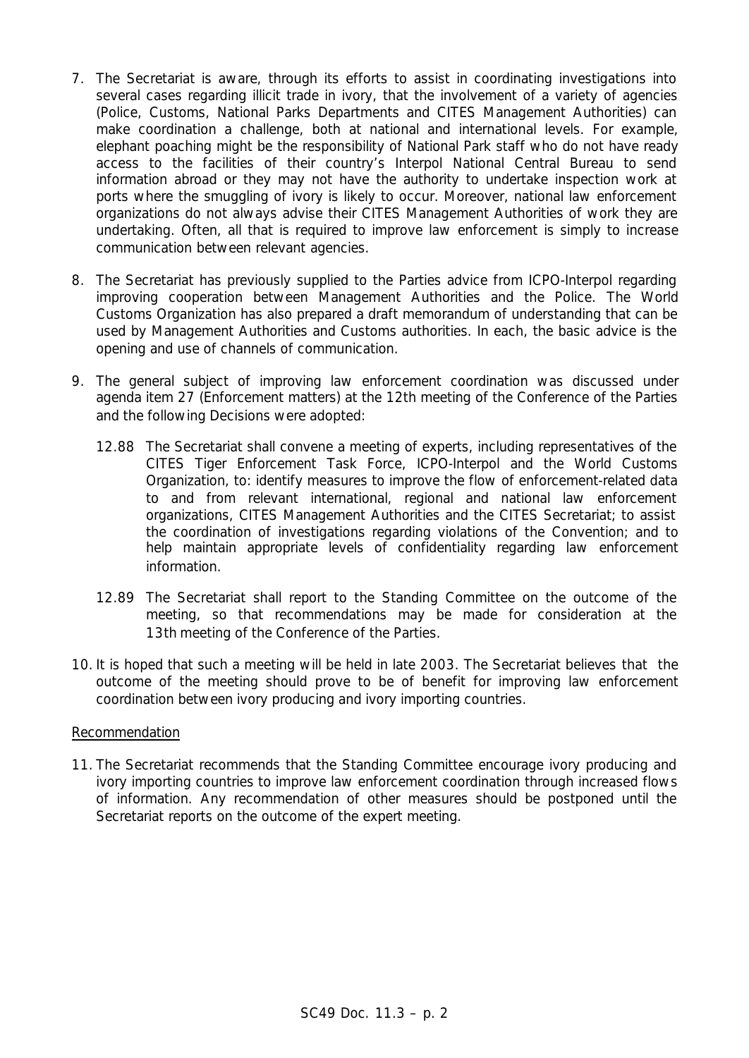7. The Secretariat is aware, through its efforts to assist in coordinating investigations into several cases regarding illicit trade in ivory, that the involvement of a variety of agencies (Police, Customs, National Parks Departments and CITES Management Authorities) can make coordination a challenge, both at national and international levels. For example, elephant poaching might be the responsibility of National Park staff who do not have ready access to the facilities of their country's Interpol National Central Bureau to send information abroad or they may not have the authority to undertake inspection work at ports where the smuggling of ivory is likely to occur. Moreover, national law enforcement organizations do not always advise their CITES Management Authorities of work they are undertaking. Often, all that is required to improve law enforcement is simply to increase communication between relevant agencies.

8. The Secretariat has previously supplied to the Parties advice from ICPO-Interpol regarding improving cooperation between Management Authorities and the Police. The World Customs Organization has also prepared a draft memorandum of understanding that can be used by Management Authorities and Customs authorities. In each, the basic advice is the opening and use of channels of communication.

9. The general subject of improving law enforcement coordination was discussed under agenda item 27 (Enforcement matters) at the 12th meeting of the Conference of the Parties and the following Decisions were adopted:

   12.88 The Secretariat shall convene a meeting of experts, including representatives of the CITES Tiger Enforcement Task Force, ICPO-Interpol and the World Customs Organization, to: identify measures to improve the flow of enforcement-related data to and from relevant international, regional and national law enforcement organizations, CITES Management Authorities and the CITES Secretariat; to assist the coordination of investigations regarding violations of the Convention; and to help maintain appropriate levels of confidentiality regarding law enforcement information.

   12.89 The Secretariat shall report to the Standing Committee on the outcome of the meeting, so that recommendations may be made for consideration at the 13th meeting of the Conference of the Parties.

10. It is hoped that such a meeting will be held in late 2003. The Secretariat believes that the outcome of the meeting should prove to be of benefit for improving law enforcement coordination between ivory producing and ivory importing countries.

Recommendation

11. The Secretariat recommends that the Standing Committee encourage ivory producing and ivory importing countries to improve law enforcement coordination through increased flows of information. Any recommendation of other measures should be postponed until the Secretariat reports on the outcome of the expert meeting.